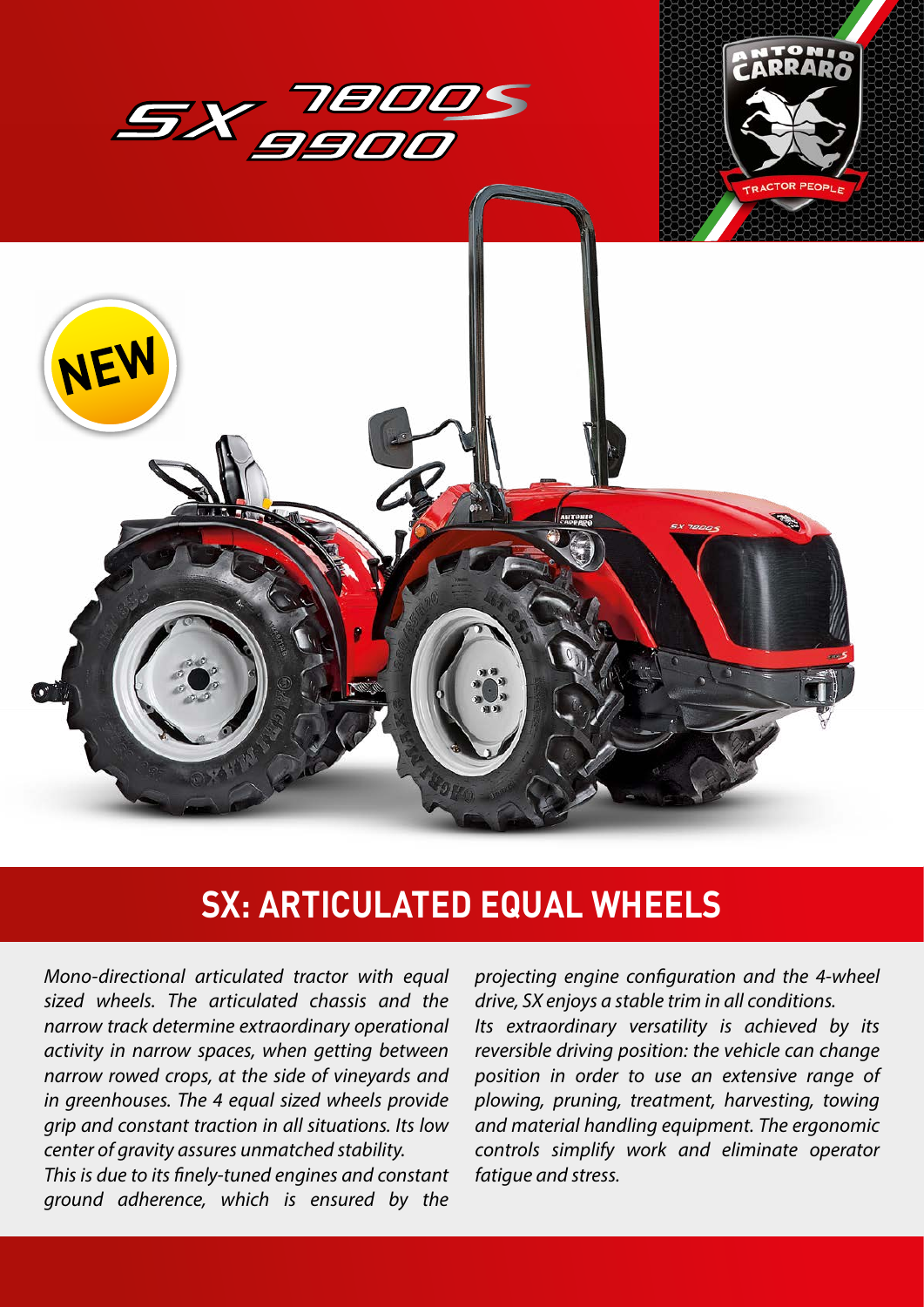# SX 7800S 9900

NEW

## SX: ARTICULATED EQUAL WHEELS

*Mono-directional articulated tractor with equal sized wheels. The articulated chassis and the narrow track determine extraordinary operational activity in narrow spaces, when getting between narrow rowed crops, at the side of vineyards and in greenhouses. The 4 equal sized wheels provide grip and constant traction in all situations. Its low center of gravity assures unmatched stability.*

*This is due to its finely-tuned engines and constant ground adherence, which is ensured by the projecting engine configuration and the 4-wheel drive, SX enjoys a stable trim in all conditions.*

*Its extraordinary versatility is achieved by its reversible driving position: the vehicle can change position in order to use an extensive range of plowing, pruning, treatment, harvesting, towing and material handling equipment. The ergonomic controls simplify work and eliminate operator fatigue and stress.*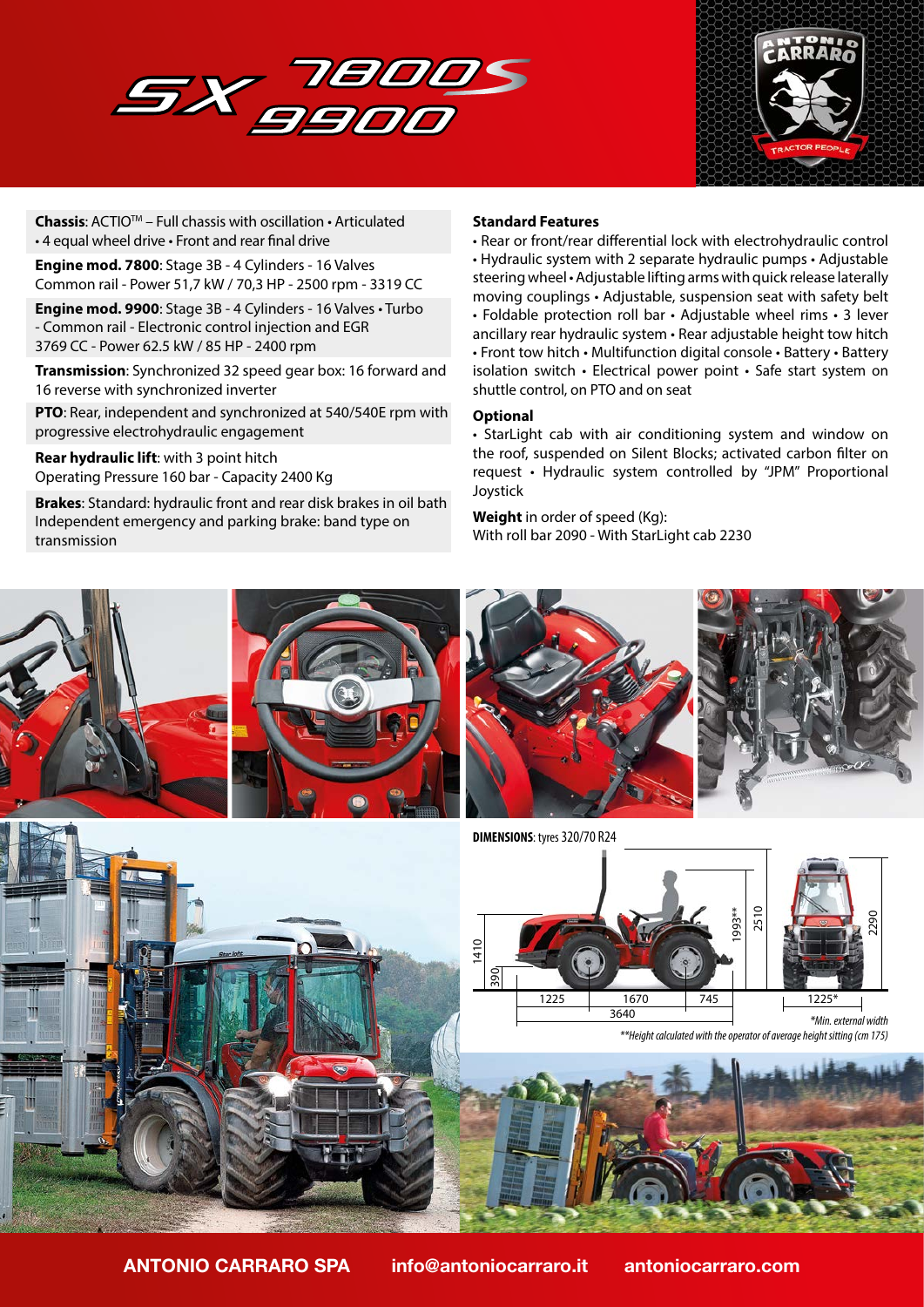# SX 7800S 9900

**Chassis**: ACTIO™ – Full chassis with oscillation • Articulated • 4 equal wheel drive • Front and rear final drive

**Engine mod. 7800**: Stage 3B - 4 Cylinders - 16 Valves Common rail - Power 51,7 kW / 70,3 HP - 2500 rpm - 3319 CC

**Engine mod. 9900**: Stage 3B - 4 Cylinders - 16 Valves • Turbo - Common rail - Electronic control injection and EGR 3769 CC - Power 62.5 kW / 85 HP - 2400 rpm

**Transmission**: Synchronized 32 speed gear box: 16 forward and 16 reverse with synchronized inverter

**PTO**: Rear, independent and synchronized at 540/540E rpm with progressive electrohydraulic engagement

**Rear hydraulic lift**: with 3 point hitch
Operating Pressure 160 bar - Capacity 2400 Kg

**Brakes**: Standard: hydraulic front and rear disk brakes in oil bath
Independent emergency and parking brake: band type on transmission

**Standard Features**

• Rear or front/rear differential lock with electrohydraulic control • Hydraulic system with 2 separate hydraulic pumps • Adjustable steering wheel • Adjustable lifting arms with quick release laterally moving couplings • Adjustable, suspension seat with safety belt • Foldable protection roll bar • Adjustable wheel rims • 3 lever ancillary rear hydraulic system • Rear adjustable height tow hitch • Front tow hitch • Multifunction digital console • Battery • Battery isolation switch • Electrical power point • Safe start system on shuttle control, on PTO and on seat

**Optional**

• StarLight cab with air conditioning system and window on the roof, suspended on Silent Blocks; activated carbon filter on request • Hydraulic system controlled by "JPM" Proportional Joystick

**Weight** in order of speed (Kg):
With roll bar 2090 - With StarLight cab 2230

**DIMENSIONS**: tyres 320/70 R24

1410
390
1993**
2510
2290
1225
1670
745
3640
1225*

*Min. external width

**Height calculated with the operator of average height sitting (cm 175)

**ANTONIO CARRARO SPA** info@antoniocarraro.it antoniocarraro.com